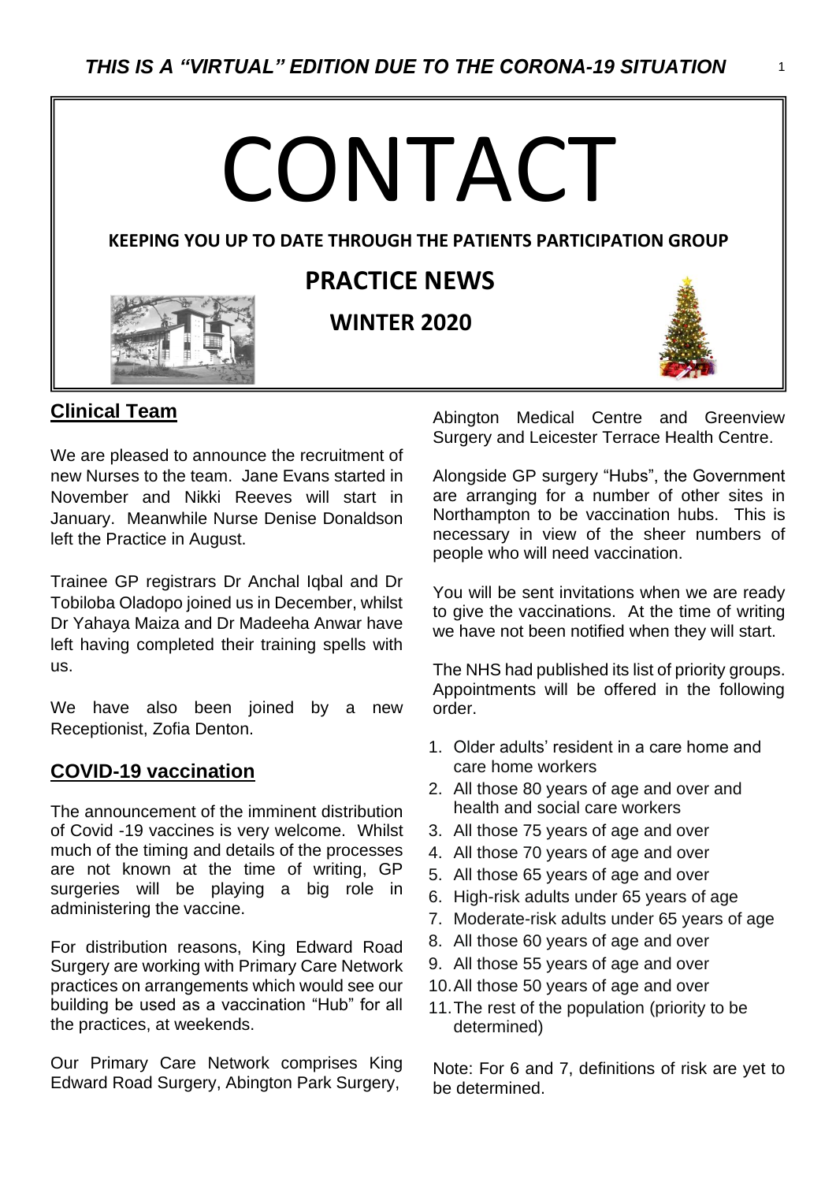***THIS IS A "VIRTUAL" EDITION DUE TO THE CORONA-19 SITUATION***

# CONTACT

**KEEPING YOU UP TO DATE THROUGH THE PATIENTS PARTICIPATION GROUP**

## PRACTICE NEWS

### WINTER 2020

## Clinical Team

We are pleased to announce the recruitment of new Nurses to the team. Jane Evans started in November and Nikki Reeves will start in January. Meanwhile Nurse Denise Donaldson left the Practice in August.

Trainee GP registrars Dr Anchal Iqbal and Dr Tobiloba Oladopo joined us in December, whilst Dr Yahaya Maiza and Dr Madeeha Anwar have left having completed their training spells with us.

We have also been joined by a new Receptionist, Zofia Denton.

## COVID-19 vaccination

The announcement of the imminent distribution of Covid -19 vaccines is very welcome. Whilst much of the timing and details of the processes are not known at the time of writing, GP surgeries will be playing a big role in administering the vaccine.

For distribution reasons, King Edward Road Surgery are working with Primary Care Network practices on arrangements which would see our building be used as a vaccination "Hub" for all the practices, at weekends.

Our Primary Care Network comprises King Edward Road Surgery, Abington Park Surgery, Abington Medical Centre and Greenview Surgery and Leicester Terrace Health Centre.

Alongside GP surgery "Hubs", the Government are arranging for a number of other sites in Northampton to be vaccination hubs. This is necessary in view of the sheer numbers of people who will need vaccination.

You will be sent invitations when we are ready to give the vaccinations. At the time of writing we have not been notified when they will start.

The NHS had published its list of priority groups. Appointments will be offered in the following order.

1. Older adults' resident in a care home and care home workers
2. All those 80 years of age and over and health and social care workers
3. All those 75 years of age and over
4. All those 70 years of age and over
5. All those 65 years of age and over
6. High-risk adults under 65 years of age
7. Moderate-risk adults under 65 years of age
8. All those 60 years of age and over
9. All those 55 years of age and over
10. All those 50 years of age and over
11. The rest of the population (priority to be determined)

Note: For 6 and 7, definitions of risk are yet to be determined.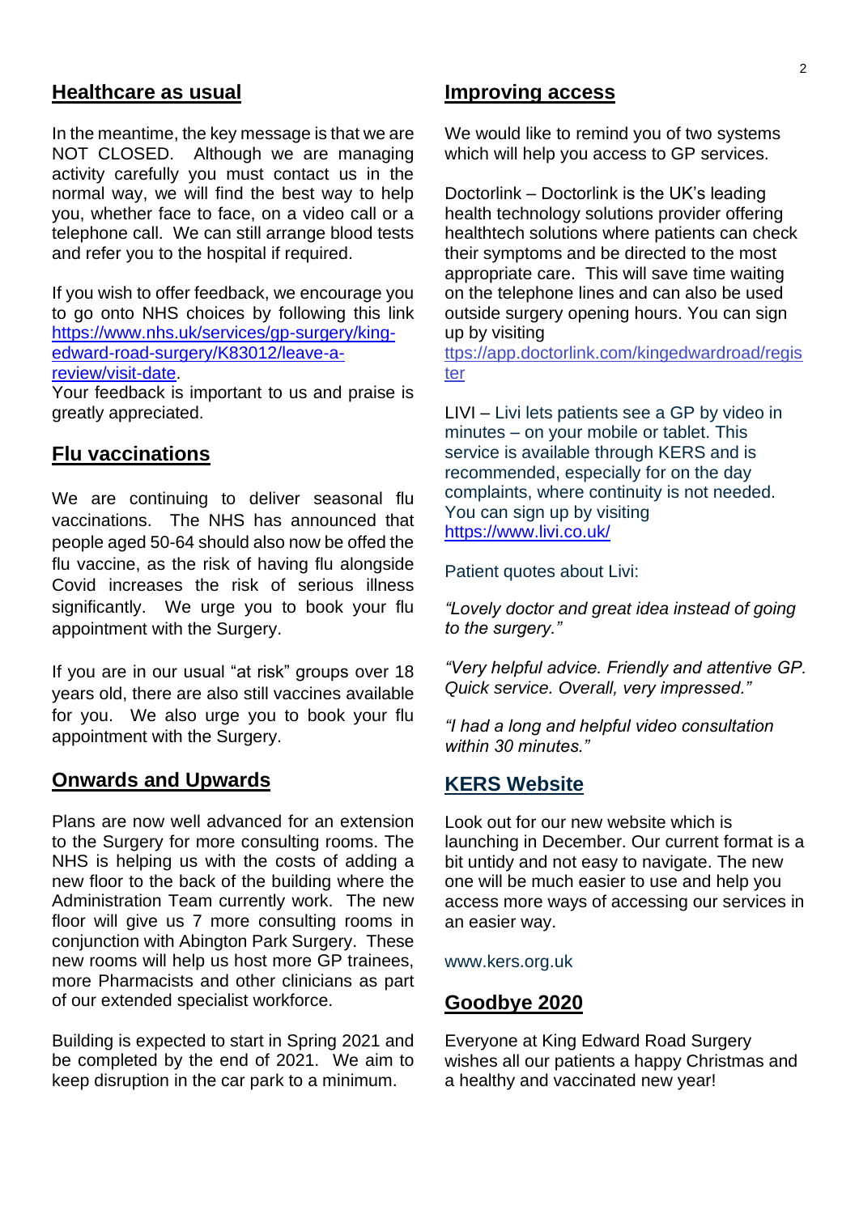## Healthcare as usual

In the meantime, the key message is that we are NOT CLOSED. Although we are managing activity carefully you must contact us in the normal way, we will find the best way to help you, whether face to face, on a video call or a telephone call. We can still arrange blood tests and refer you to the hospital if required.

If you wish to offer feedback, we encourage you to go onto NHS choices by following this link https://www.nhs.uk/services/gp-surgery/king-edward-road-surgery/K83012/leave-a-review/visit-date.

Your feedback is important to us and praise is greatly appreciated.

## Flu vaccinations

We are continuing to deliver seasonal flu vaccinations. The NHS has announced that people aged 50-64 should also now be offed the flu vaccine, as the risk of having flu alongside Covid increases the risk of serious illness significantly. We urge you to book your flu appointment with the Surgery.

If you are in our usual "at risk" groups over 18 years old, there are also still vaccines available for you. We also urge you to book your flu appointment with the Surgery.

## Onwards and Upwards

Plans are now well advanced for an extension to the Surgery for more consulting rooms. The NHS is helping us with the costs of adding a new floor to the back of the building where the Administration Team currently work. The new floor will give us 7 more consulting rooms in conjunction with Abington Park Surgery. These new rooms will help us host more GP trainees, more Pharmacists and other clinicians as part of our extended specialist workforce.

Building is expected to start in Spring 2021 and be completed by the end of 2021. We aim to keep disruption in the car park to a minimum.

## Improving access

We would like to remind you of two systems which will help you access to GP services.

Doctorlink – Doctorlink is the UK's leading health technology solutions provider offering healthtech solutions where patients can check their symptoms and be directed to the most appropriate care. This will save time waiting on the telephone lines and can also be used outside surgery opening hours. You can sign up by visiting ttps://app.doctorlink.com/kingedwardroad/register

LIVI – Livi lets patients see a GP by video in minutes – on your mobile or tablet. This service is available through KERS and is recommended, especially for on the day complaints, where continuity is not needed. You can sign up by visiting https://www.livi.co.uk/

Patient quotes about Livi:

*"Lovely doctor and great idea instead of going to the surgery."*

*"Very helpful advice. Friendly and attentive GP. Quick service. Overall, very impressed."*

*"I had a long and helpful video consultation within 30 minutes."*

## KERS Website

Look out for our new website which is launching in December. Our current format is a bit untidy and not easy to navigate. The new one will be much easier to use and help you access more ways of accessing our services in an easier way.

www.kers.org.uk

## Goodbye 2020

Everyone at King Edward Road Surgery wishes all our patients a happy Christmas and a healthy and vaccinated new year!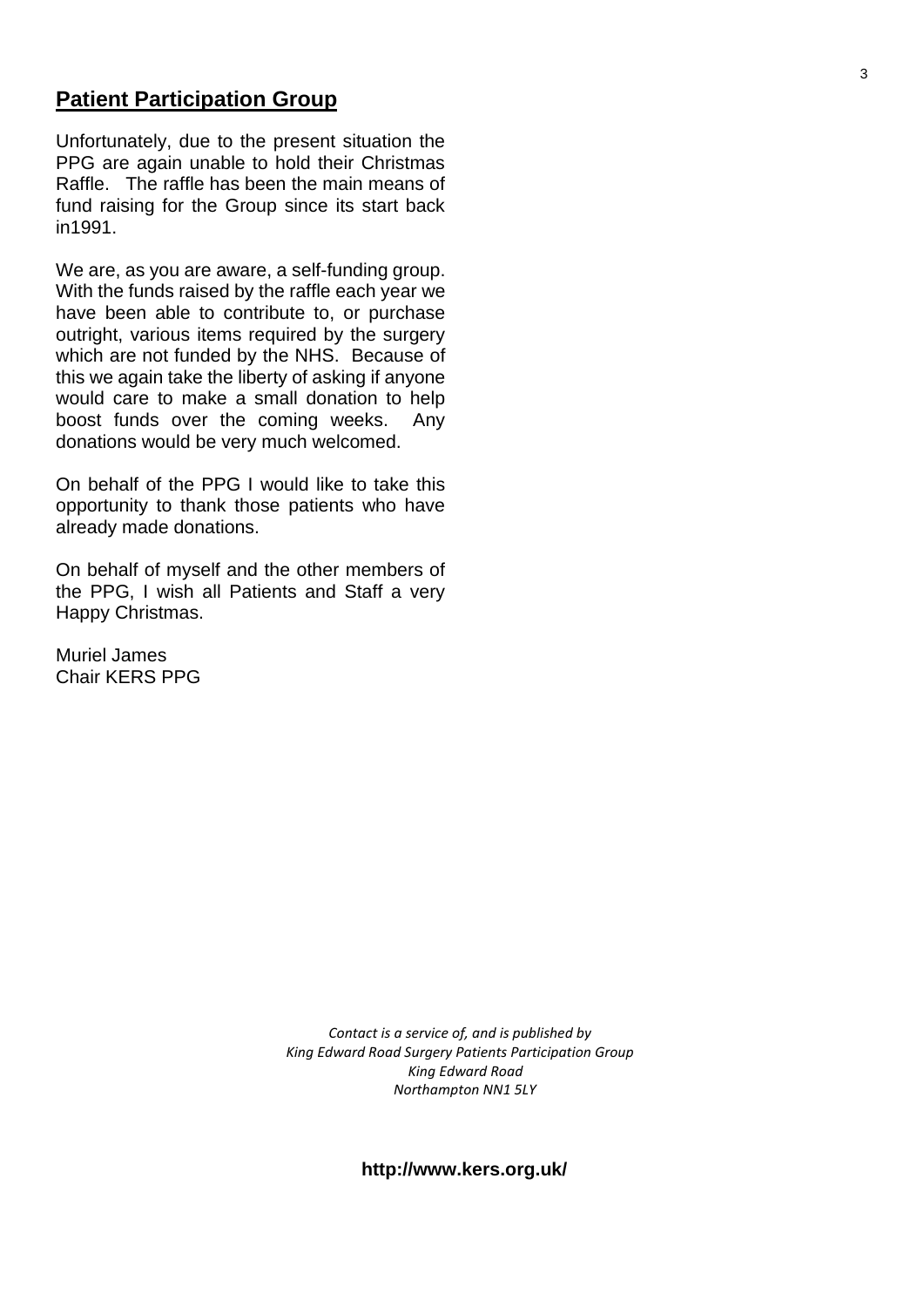## **Patient Participation Group**

Unfortunately, due to the present situation the PPG are again unable to hold their Christmas Raffle. The raffle has been the main means of fund raising for the Group since its start back in1991.

We are, as you are aware, a self-funding group. With the funds raised by the raffle each year we have been able to contribute to, or purchase outright, various items required by the surgery which are not funded by the NHS. Because of this we again take the liberty of asking if anyone would care to make a small donation to help boost funds over the coming weeks. Any donations would be very much welcomed.

On behalf of the PPG I would like to take this opportunity to thank those patients who have already made donations.

On behalf of myself and the other members of the PPG, I wish all Patients and Staff a very Happy Christmas.

Muriel James
Chair KERS PPG

*Contact is a service of, and is published by*
*King Edward Road Surgery Patients Participation Group*
*King Edward Road*
*Northampton NN1 5LY*

**http://www.kers.org.uk/**